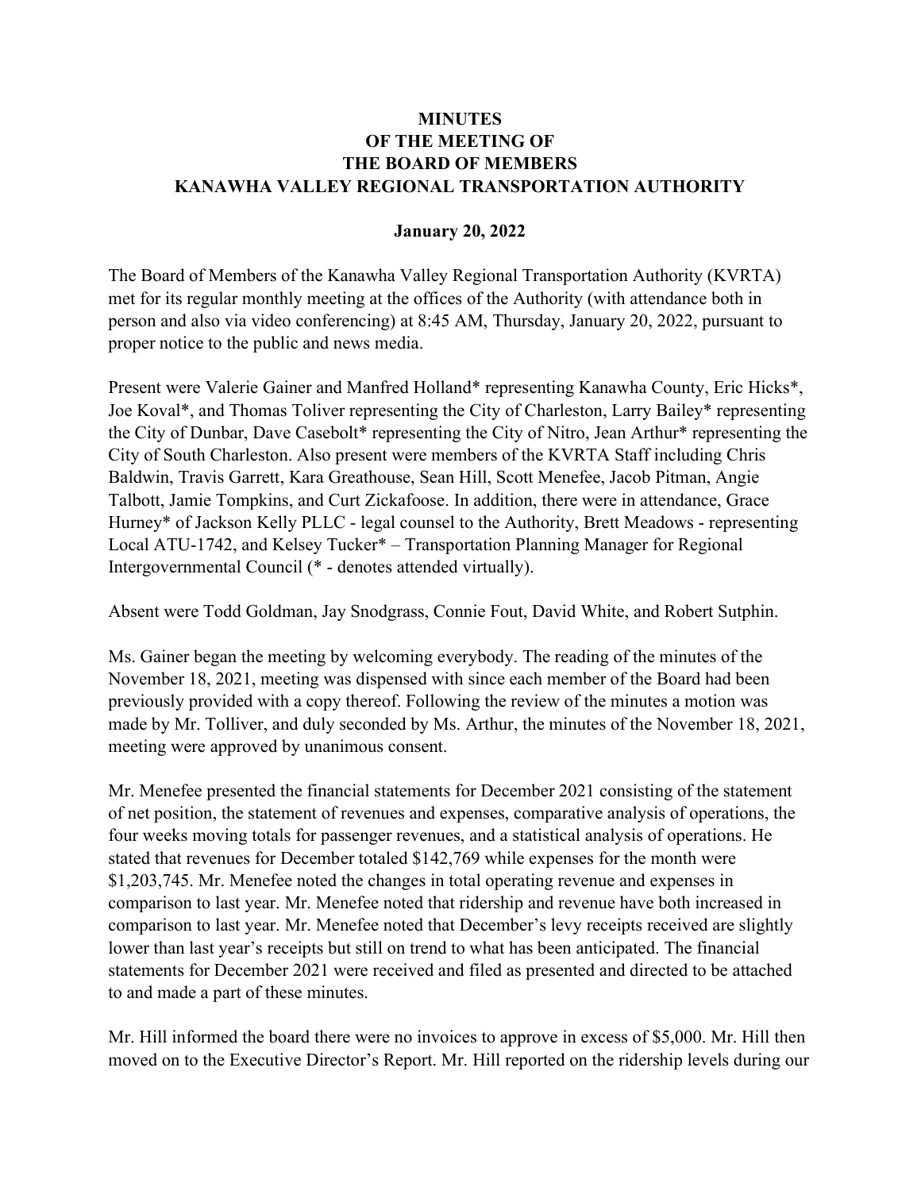# MINUTES
# OF THE MEETING OF
# THE BOARD OF MEMBERS
# KANAWHA VALLEY REGIONAL TRANSPORTATION AUTHORITY

**January 20, 2022**

The Board of Members of the Kanawha Valley Regional Transportation Authority (KVRTA) met for its regular monthly meeting at the offices of the Authority (with attendance both in person and also via video conferencing) at 8:45 AM, Thursday, January 20, 2022, pursuant to proper notice to the public and news media.

Present were Valerie Gainer and Manfred Holland* representing Kanawha County, Eric Hicks*, Joe Koval*, and Thomas Toliver representing the City of Charleston, Larry Bailey* representing the City of Dunbar, Dave Casebolt* representing the City of Nitro, Jean Arthur* representing the City of South Charleston. Also present were members of the KVRTA Staff including Chris Baldwin, Travis Garrett, Kara Greathouse, Sean Hill, Scott Menefee, Jacob Pitman, Angie Talbott, Jamie Tompkins, and Curt Zickafoose. In addition, there were in attendance, Grace Hurney* of Jackson Kelly PLLC - legal counsel to the Authority, Brett Meadows - representing Local ATU-1742, and Kelsey Tucker* – Transportation Planning Manager for Regional Intergovernmental Council (* - denotes attended virtually).

Absent were Todd Goldman, Jay Snodgrass, Connie Fout, David White, and Robert Sutphin.

Ms. Gainer began the meeting by welcoming everybody. The reading of the minutes of the November 18, 2021, meeting was dispensed with since each member of the Board had been previously provided with a copy thereof. Following the review of the minutes a motion was made by Mr. Tolliver, and duly seconded by Ms. Arthur, the minutes of the November 18, 2021, meeting were approved by unanimous consent.

Mr. Menefee presented the financial statements for December 2021 consisting of the statement of net position, the statement of revenues and expenses, comparative analysis of operations, the four weeks moving totals for passenger revenues, and a statistical analysis of operations. He stated that revenues for December totaled $142,769 while expenses for the month were $1,203,745. Mr. Menefee noted the changes in total operating revenue and expenses in comparison to last year. Mr. Menefee noted that ridership and revenue have both increased in comparison to last year. Mr. Menefee noted that December's levy receipts received are slightly lower than last year's receipts but still on trend to what has been anticipated. The financial statements for December 2021 were received and filed as presented and directed to be attached to and made a part of these minutes.

Mr. Hill informed the board there were no invoices to approve in excess of $5,000. Mr. Hill then moved on to the Executive Director's Report. Mr. Hill reported on the ridership levels during our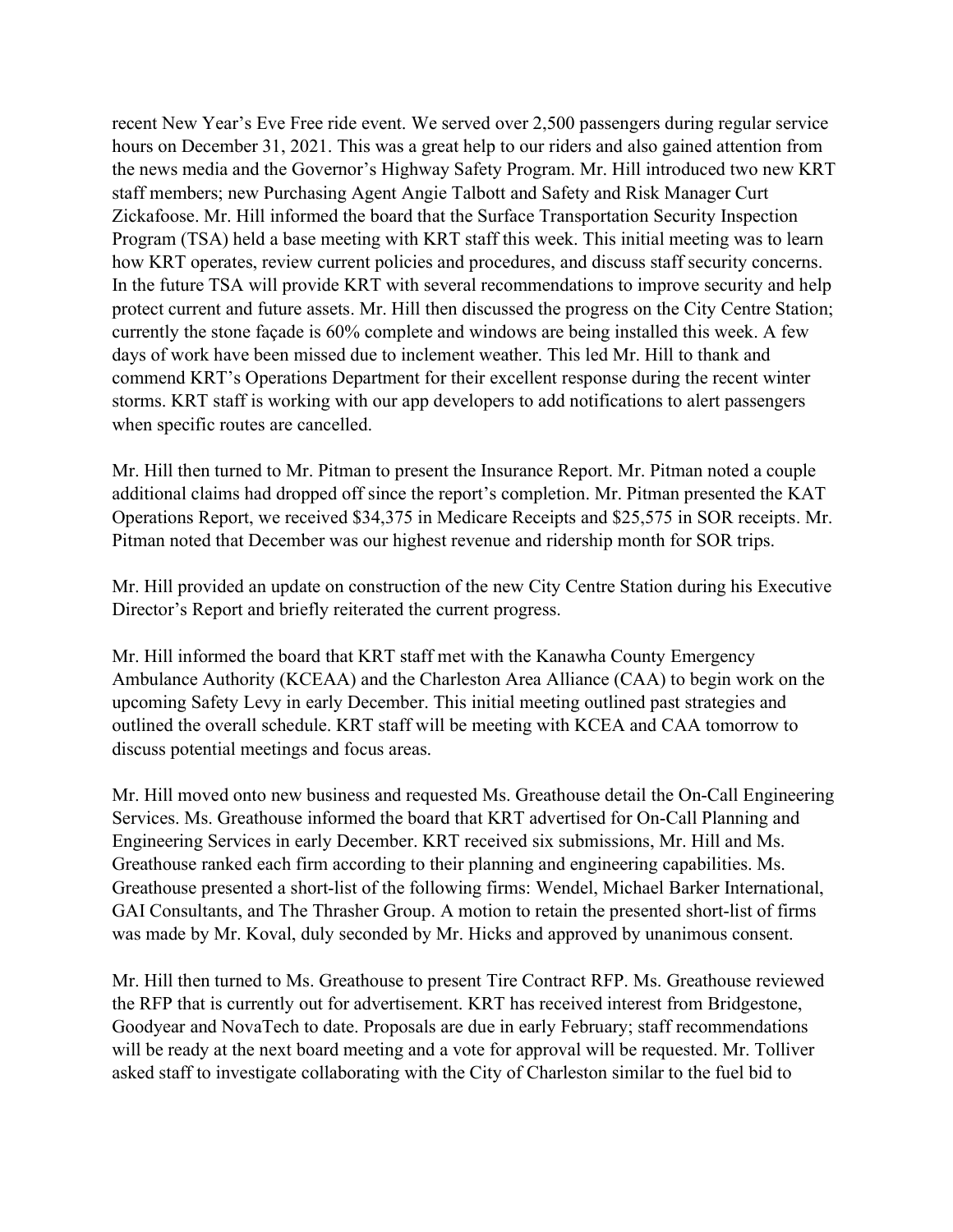recent New Year's Eve Free ride event. We served over 2,500 passengers during regular service hours on December 31, 2021. This was a great help to our riders and also gained attention from the news media and the Governor's Highway Safety Program. Mr. Hill introduced two new KRT staff members; new Purchasing Agent Angie Talbott and Safety and Risk Manager Curt Zickafoose. Mr. Hill informed the board that the Surface Transportation Security Inspection Program (TSA) held a base meeting with KRT staff this week. This initial meeting was to learn how KRT operates, review current policies and procedures, and discuss staff security concerns. In the future TSA will provide KRT with several recommendations to improve security and help protect current and future assets. Mr. Hill then discussed the progress on the City Centre Station; currently the stone façade is 60% complete and windows are being installed this week. A few days of work have been missed due to inclement weather. This led Mr. Hill to thank and commend KRT's Operations Department for their excellent response during the recent winter storms. KRT staff is working with our app developers to add notifications to alert passengers when specific routes are cancelled.

Mr. Hill then turned to Mr. Pitman to present the Insurance Report. Mr. Pitman noted a couple additional claims had dropped off since the report's completion. Mr. Pitman presented the KAT Operations Report, we received $34,375 in Medicare Receipts and $25,575 in SOR receipts. Mr. Pitman noted that December was our highest revenue and ridership month for SOR trips.

Mr. Hill provided an update on construction of the new City Centre Station during his Executive Director's Report and briefly reiterated the current progress.

Mr. Hill informed the board that KRT staff met with the Kanawha County Emergency Ambulance Authority (KCEAA) and the Charleston Area Alliance (CAA) to begin work on the upcoming Safety Levy in early December. This initial meeting outlined past strategies and outlined the overall schedule. KRT staff will be meeting with KCEA and CAA tomorrow to discuss potential meetings and focus areas.

Mr. Hill moved onto new business and requested Ms. Greathouse detail the On-Call Engineering Services. Ms. Greathouse informed the board that KRT advertised for On-Call Planning and Engineering Services in early December. KRT received six submissions, Mr. Hill and Ms. Greathouse ranked each firm according to their planning and engineering capabilities. Ms. Greathouse presented a short-list of the following firms: Wendel, Michael Barker International, GAI Consultants, and The Thrasher Group. A motion to retain the presented short-list of firms was made by Mr. Koval, duly seconded by Mr. Hicks and approved by unanimous consent.

Mr. Hill then turned to Ms. Greathouse to present Tire Contract RFP. Ms. Greathouse reviewed the RFP that is currently out for advertisement. KRT has received interest from Bridgestone, Goodyear and NovaTech to date. Proposals are due in early February; staff recommendations will be ready at the next board meeting and a vote for approval will be requested. Mr. Tolliver asked staff to investigate collaborating with the City of Charleston similar to the fuel bid to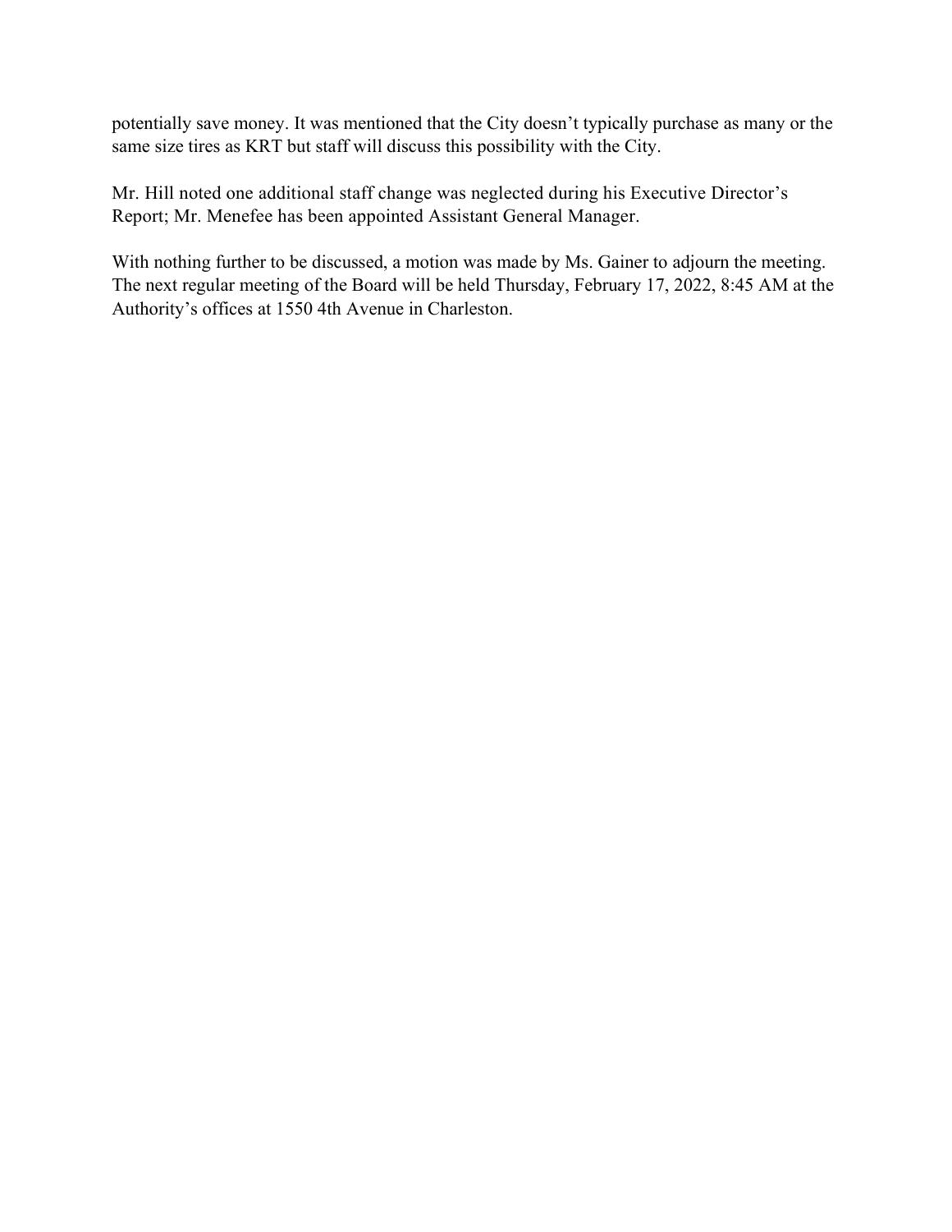potentially save money. It was mentioned that the City doesn't typically purchase as many or the same size tires as KRT but staff will discuss this possibility with the City.

Mr. Hill noted one additional staff change was neglected during his Executive Director's Report; Mr. Menefee has been appointed Assistant General Manager.

With nothing further to be discussed, a motion was made by Ms. Gainer to adjourn the meeting. The next regular meeting of the Board will be held Thursday, February 17, 2022, 8:45 AM at the Authority's offices at 1550 4th Avenue in Charleston.